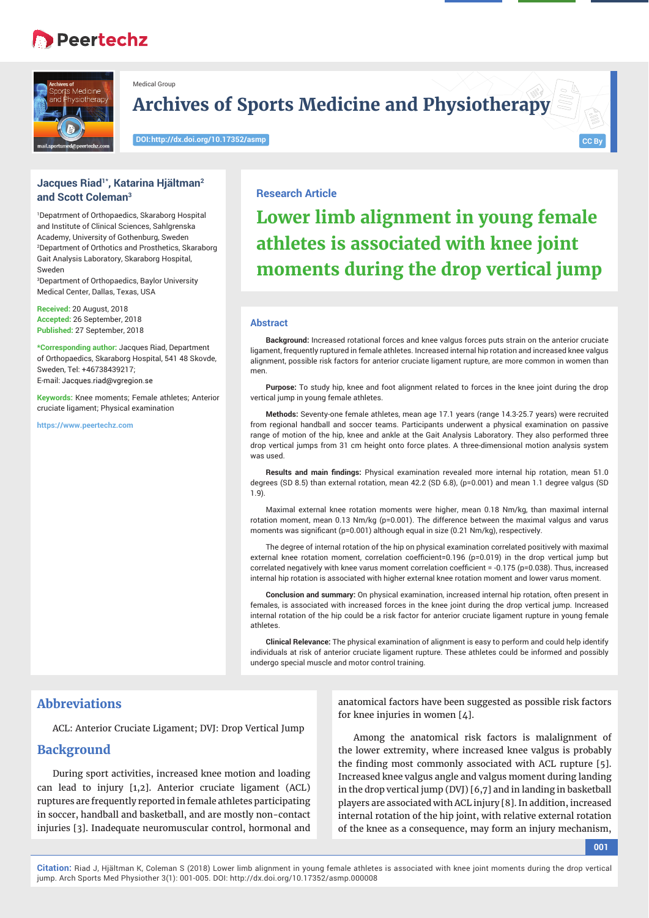Medical Group

# Archives of Sports Medicine and Physiotherapy

DOI:http://dx.doi.org/10.17352/asmp

CC By

**Jacques Riad[1*], Katarina Hjältman[2] and Scott Coleman[3]**

[1]Depatrment of Orthopaedics, Skaraborg Hospital and Institute of Clinical Sciences, Sahlgrenska Academy, University of Gothenburg, Sweden
[2]Department of Orthotics and Prosthetics, Skaraborg Gait Analysis Laboratory, Skaraborg Hospital, Sweden
[3]Department of Orthopaedics, Baylor University Medical Center, Dallas, Texas, USA

**Received:** 20 August, 2018
**Accepted:** 26 September, 2018
**Published:** 27 September, 2018

***Corresponding author:** Jacques Riad, Department of Orthopaedics, Skaraborg Hospital, 541 48 Skovde, Sweden, Tel: +46738439217;
E-mail: Jacques.riad@vgregion.se

**Keywords:** Knee moments; Female athletes; Anterior cruciate ligament; Physical examination

https://www.peertechz.com

## Research Article

# Lower limb alignment in young female athletes is associated with knee joint moments during the drop vertical jump

## Abstract

**Background:** Increased rotational forces and knee valgus forces puts strain on the anterior cruciate ligament, frequently ruptured in female athletes. Increased internal hip rotation and increased knee valgus alignment, possible risk factors for anterior cruciate ligament rupture, are more common in women than men.

**Purpose:** To study hip, knee and foot alignment related to forces in the knee joint during the drop vertical jump in young female athletes.

**Methods:** Seventy-one female athletes, mean age 17.1 years (range 14.3-25.7 years) were recruited from regional handball and soccer teams. Participants underwent a physical examination on passive range of motion of the hip, knee and ankle at the Gait Analysis Laboratory. They also performed three drop vertical jumps from 31 cm height onto force plates. A three-dimensional motion analysis system was used.

**Results and main findings:** Physical examination revealed more internal hip rotation, mean 51.0 degrees (SD 8.5) than external rotation, mean 42.2 (SD 6.8), (p=0.001) and mean 1.1 degree valgus (SD 1.9).

Maximal external knee rotation moments were higher, mean 0.18 Nm/kg, than maximal internal rotation moment, mean 0.13 Nm/kg (p=0.001). The difference between the maximal valgus and varus moments was significant (p=0.001) although equal in size (0.21 Nm/kg), respectively.

The degree of internal rotation of the hip on physical examination correlated positively with maximal external knee rotation moment, correlation coefficient=0.196 (p=0.019) in the drop vertical jump but correlated negatively with knee varus moment correlation coefficient = -0.175 (p=0.038). Thus, increased internal hip rotation is associated with higher external knee rotation moment and lower varus moment.

**Conclusion and summary:** On physical examination, increased internal hip rotation, often present in females, is associated with increased forces in the knee joint during the drop vertical jump. Increased internal rotation of the hip could be a risk factor for anterior cruciate ligament rupture in young female athletes.

**Clinical Relevance:** The physical examination of alignment is easy to perform and could help identify individuals at risk of anterior cruciate ligament rupture. These athletes could be informed and possibly undergo special muscle and motor control training.

## Abbreviations

ACL: Anterior Cruciate Ligament; DVJ: Drop Vertical Jump

## Background

During sport activities, increased knee motion and loading can lead to injury [1,2]. Anterior cruciate ligament (ACL) ruptures are frequently reported in female athletes participating in soccer, handball and basketball, and are mostly non-contact injuries [3]. Inadequate neuromuscular control, hormonal and anatomical factors have been suggested as possible risk factors for knee injuries in women [4].

Among the anatomical risk factors is malalignment of the lower extremity, where increased knee valgus is probably the finding most commonly associated with ACL rupture [5]. Increased knee valgus angle and valgus moment during landing in the drop vertical jump (DVJ) [6,7] and in landing in basketball players are associated with ACL injury [8]. In addition, increased internal rotation of the hip joint, with relative external rotation of the knee as a consequence, may form an injury mechanism,

**Citation:** Riad J, Hjältman K, Coleman S (2018) Lower limb alignment in young female athletes is associated with knee joint moments during the drop vertical jump. Arch Sports Med Physiother 3(1): 001-005. DOI: http://dx.doi.org/10.17352/asmp.000008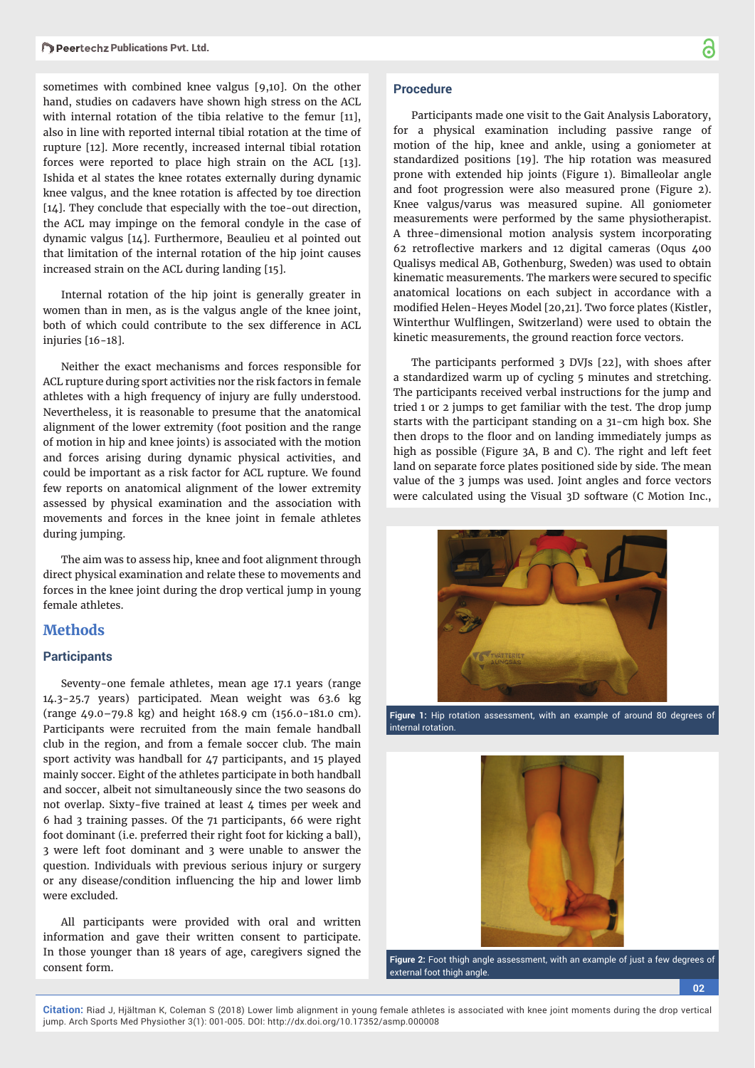sometimes with combined knee valgus [9,10]. On the other hand, studies on cadavers have shown high stress on the ACL with internal rotation of the tibia relative to the femur [11], also in line with reported internal tibial rotation at the time of rupture [12]. More recently, increased internal tibial rotation forces were reported to place high strain on the ACL [13]. Ishida et al states the knee rotates externally during dynamic knee valgus, and the knee rotation is affected by toe direction [14]. They conclude that especially with the toe-out direction, the ACL may impinge on the femoral condyle in the case of dynamic valgus [14]. Furthermore, Beaulieu et al pointed out that limitation of the internal rotation of the hip joint causes increased strain on the ACL during landing [15].

Internal rotation of the hip joint is generally greater in women than in men, as is the valgus angle of the knee joint, both of which could contribute to the sex difference in ACL injuries [16-18].

Neither the exact mechanisms and forces responsible for ACL rupture during sport activities nor the risk factors in female athletes with a high frequency of injury are fully understood. Nevertheless, it is reasonable to presume that the anatomical alignment of the lower extremity (foot position and the range of motion in hip and knee joints) is associated with the motion and forces arising during dynamic physical activities, and could be important as a risk factor for ACL rupture. We found few reports on anatomical alignment of the lower extremity assessed by physical examination and the association with movements and forces in the knee joint in female athletes during jumping.

The aim was to assess hip, knee and foot alignment through direct physical examination and relate these to movements and forces in the knee joint during the drop vertical jump in young female athletes.

## Methods

### Participants

Seventy-one female athletes, mean age 17.1 years (range 14.3-25.7 years) participated. Mean weight was 63.6 kg (range 49.0–79.8 kg) and height 168.9 cm (156.0-181.0 cm). Participants were recruited from the main female handball club in the region, and from a female soccer club. The main sport activity was handball for 47 participants, and 15 played mainly soccer. Eight of the athletes participate in both handball and soccer, albeit not simultaneously since the two seasons do not overlap. Sixty-five trained at least 4 times per week and 6 had 3 training passes. Of the 71 participants, 66 were right foot dominant (i.e. preferred their right foot for kicking a ball), 3 were left foot dominant and 3 were unable to answer the question. Individuals with previous serious injury or surgery or any disease/condition influencing the hip and lower limb were excluded.

All participants were provided with oral and written information and gave their written consent to participate. In those younger than 18 years of age, caregivers signed the consent form.

### Procedure

Participants made one visit to the Gait Analysis Laboratory, for a physical examination including passive range of motion of the hip, knee and ankle, using a goniometer at standardized positions [19]. The hip rotation was measured prone with extended hip joints (Figure 1). Bimalleolar angle and foot progression were also measured prone (Figure 2). Knee valgus/varus was measured supine. All goniometer measurements were performed by the same physiotherapist. A three-dimensional motion analysis system incorporating 62 retroflective markers and 12 digital cameras (Oqus 400 Qualisys medical AB, Gothenburg, Sweden) was used to obtain kinematic measurements. The markers were secured to specific anatomical locations on each subject in accordance with a modified Helen-Heyes Model [20,21]. Two force plates (Kistler, Winterthur Wulflingen, Switzerland) were used to obtain the kinetic measurements, the ground reaction force vectors.

The participants performed 3 DVJs [22], with shoes after a standardized warm up of cycling 5 minutes and stretching. The participants received verbal instructions for the jump and tried 1 or 2 jumps to get familiar with the test. The drop jump starts with the participant standing on a 31-cm high box. She then drops to the floor and on landing immediately jumps as high as possible (Figure 3A, B and C). The right and left feet land on separate force plates positioned side by side. The mean value of the 3 jumps was used. Joint angles and force vectors were calculated using the Visual 3D software (C Motion Inc.,

**Figure 1:** Hip rotation assessment, with an example of around 80 degrees of internal rotation.

**Figure 2:** Foot thigh angle assessment, with an example of just a few degrees of external foot thigh angle.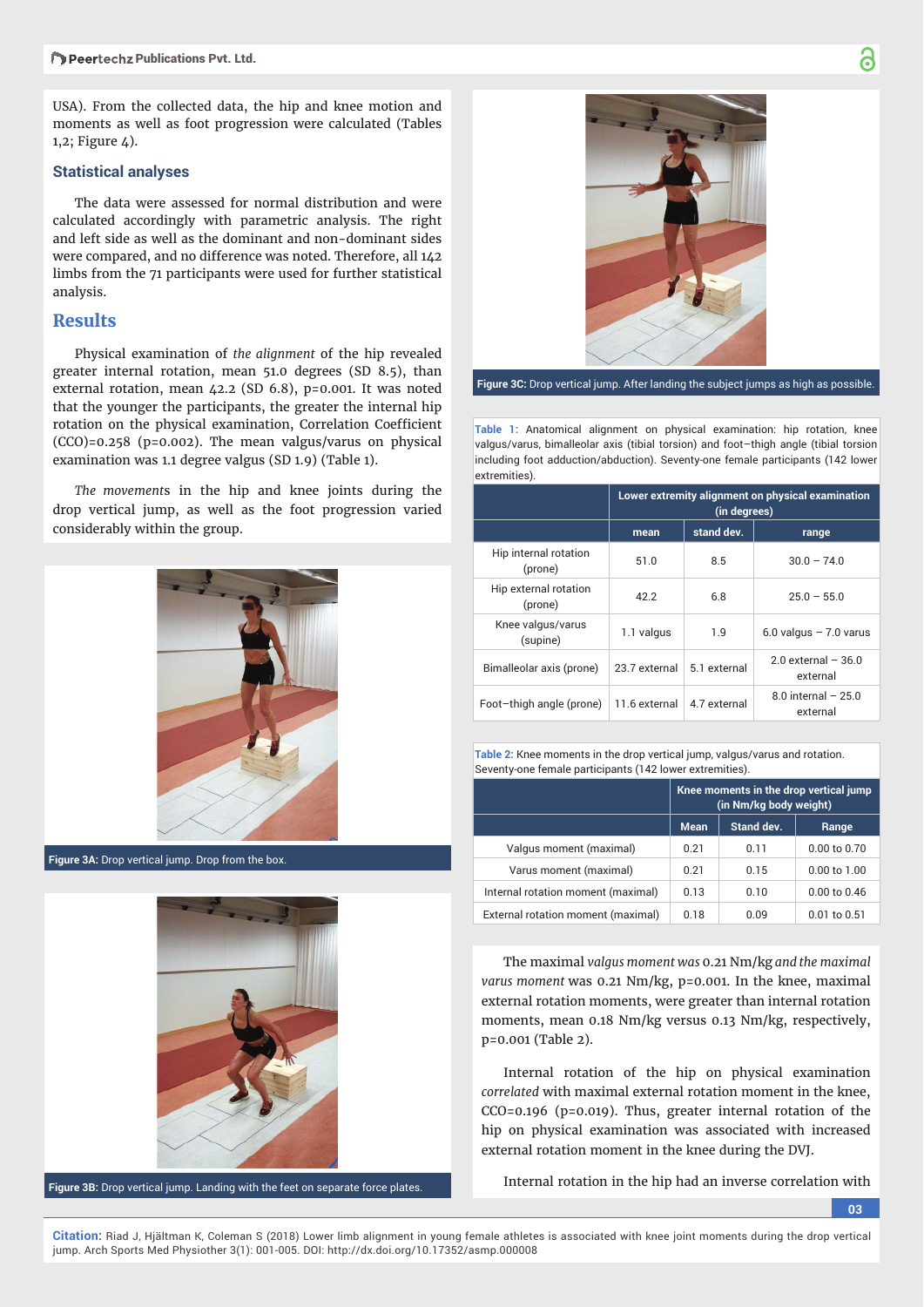USA). From the collected data, the hip and knee motion and moments as well as foot progression were calculated (Tables 1,2; Figure 4).

### Statistical analyses

The data were assessed for normal distribution and were calculated accordingly with parametric analysis. The right and left side as well as the dominant and non-dominant sides were compared, and no difference was noted. Therefore, all 142 limbs from the 71 participants were used for further statistical analysis.

## Results

Physical examination of *the alignment* of the hip revealed greater internal rotation, mean 51.0 degrees (SD 8.5), than external rotation, mean 42.2 (SD 6.8), p=0.001. It was noted that the younger the participants, the greater the internal hip rotation on the physical examination, Correlation Coefficient (CCO)=0.258 (p=0.002). The mean valgus/varus on physical examination was 1.1 degree valgus (SD 1.9) (Table 1).

*The movement*s in the hip and knee joints during the drop vertical jump, as well as the foot progression varied considerably within the group.

**Figure 3A:** Drop vertical jump. Drop from the box.

**Figure 3B:** Drop vertical jump. Landing with the feet on separate force plates.

**Figure 3C:** Drop vertical jump. After landing the subject jumps as high as possible.

**Table 1:** Anatomical alignment on physical examination: hip rotation, knee valgus/varus, bimalleolar axis (tibial torsion) and foot–thigh angle (tibial torsion including foot adduction/abduction). Seventy-one female participants (142 lower extremities).

| | Lower extremity alignment on physical examination (in degrees) | | |
|---|---|---|---|
| | mean | stand dev. | range |
| Hip internal rotation (prone) | 51.0 | 8.5 | 30.0 – 74.0 |
| Hip external rotation (prone) | 42.2 | 6.8 | 25.0 – 55.0 |
| Knee valgus/varus (supine) | 1.1 valgus | 1.9 | 6.0 valgus – 7.0 varus |
| Bimalleolar axis (prone) | 23.7 external | 5.1 external | 2.0 external – 36.0 external |
| Foot–thigh angle (prone) | 11.6 external | 4.7 external | 8.0 internal – 25.0 external |

**Table 2:** Knee moments in the drop vertical jump, valgus/varus and rotation. Seventy-one female participants (142 lower extremities).

| | Knee moments in the drop vertical jump (in Nm/kg body weight) | | |
|---|---|---|---|
| | Mean | Stand dev. | Range |
| Valgus moment (maximal) | 0.21 | 0.11 | 0.00 to 0.70 |
| Varus moment (maximal) | 0.21 | 0.15 | 0.00 to 1.00 |
| Internal rotation moment (maximal) | 0.13 | 0.10 | 0.00 to 0.46 |
| External rotation moment (maximal) | 0.18 | 0.09 | 0.01 to 0.51 |

The maximal *valgus moment was* 0.21 Nm/kg *and the maximal varus moment* was 0.21 Nm/kg, p=0.001. In the knee, maximal external rotation moments, were greater than internal rotation moments, mean 0.18 Nm/kg versus 0.13 Nm/kg, respectively, p=0.001 (Table 2).

Internal rotation of the hip on physical examination *correlated* with maximal external rotation moment in the knee, CCO=0.196 (p=0.019). Thus, greater internal rotation of the hip on physical examination was associated with increased external rotation moment in the knee during the DVJ.

Internal rotation in the hip had an inverse correlation with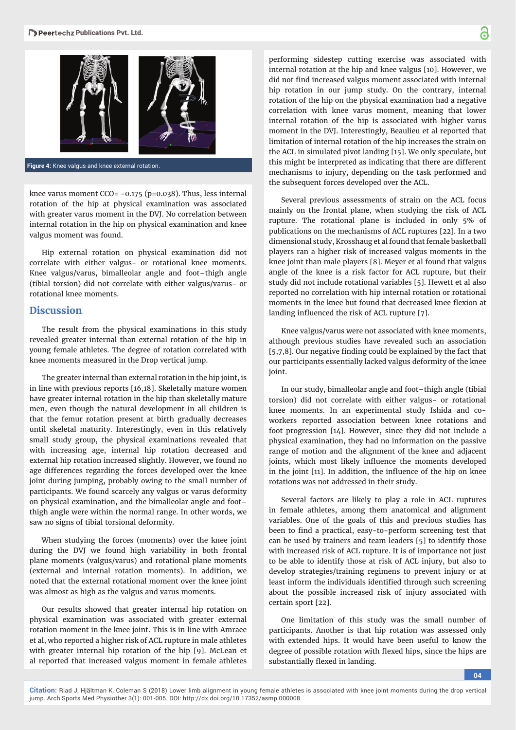Figure 4: Knee valgus and knee external rotation.

knee varus moment CCO= -0.175 (p=0.038). Thus, less internal rotation of the hip at physical examination was associated with greater varus moment in the DVJ. No correlation between internal rotation in the hip on physical examination and knee valgus moment was found.

Hip external rotation on physical examination did not correlate with either valgus- or rotational knee moments. Knee valgus/varus, bimalleolar angle and foot–thigh angle (tibial torsion) did not correlate with either valgus/varus- or rotational knee moments.

## Discussion

The result from the physical examinations in this study revealed greater internal than external rotation of the hip in young female athletes. The degree of rotation correlated with knee moments measured in the Drop vertical jump.

The greater internal than external rotation in the hip joint, is in line with previous reports [16,18]. Skeletally mature women have greater internal rotation in the hip than skeletally mature men, even though the natural development in all children is that the femur rotation present at birth gradually decreases until skeletal maturity. Interestingly, even in this relatively small study group, the physical examinations revealed that with increasing age, internal hip rotation decreased and external hip rotation increased slightly. However, we found no age differences regarding the forces developed over the knee joint during jumping, probably owing to the small number of participants. We found scarcely any valgus or varus deformity on physical examination, and the bimalleolar angle and foot–thigh angle were within the normal range. In other words, we saw no signs of tibial torsional deformity.

When studying the forces (moments) over the knee joint during the DVJ we found high variability in both frontal plane moments (valgus/varus) and rotational plane moments (external and internal rotation moments). In addition, we noted that the external rotational moment over the knee joint was almost as high as the valgus and varus moments.

Our results showed that greater internal hip rotation on physical examination was associated with greater external rotation moment in the knee joint. This is in line with Amraee et al, who reported a higher risk of ACL rupture in male athletes with greater internal hip rotation of the hip [9]. McLean et al reported that increased valgus moment in female athletes performing sidestep cutting exercise was associated with internal rotation at the hip and knee valgus [10]. However, we did not find increased valgus moment associated with internal hip rotation in our jump study. On the contrary, internal rotation of the hip on the physical examination had a negative correlation with knee varus moment, meaning that lower internal rotation of the hip is associated with higher varus moment in the DVJ. Interestingly, Beaulieu et al reported that limitation of internal rotation of the hip increases the strain on the ACL in simulated pivot landing [15]. We only speculate, but this might be interpreted as indicating that there are different mechanisms to injury, depending on the task performed and the subsequent forces developed over the ACL.

Several previous assessments of strain on the ACL focus mainly on the frontal plane, when studying the risk of ACL rupture. The rotational plane is included in only 5% of publications on the mechanisms of ACL ruptures [22]. In a two dimensional study, Krosshaug et al found that female basketball players ran a higher risk of increased valgus moments in the knee joint than male players [8]. Meyer et al found that valgus angle of the knee is a risk factor for ACL rupture, but their study did not include rotational variables [5]. Hewett et al also reported no correlation with hip internal rotation or rotational moments in the knee but found that decreased knee flexion at landing influenced the risk of ACL rupture [7].

Knee valgus/varus were not associated with knee moments, although previous studies have revealed such an association [5,7,8]. Our negative finding could be explained by the fact that our participants essentially lacked valgus deformity of the knee joint.

In our study, bimalleolar angle and foot–thigh angle (tibial torsion) did not correlate with either valgus- or rotational knee moments. In an experimental study Ishida and co-workers reported association between knee rotations and foot progression [14]. However, since they did not include a physical examination, they had no information on the passive range of motion and the alignment of the knee and adjacent joints, which most likely influence the moments developed in the joint [11]. In addition, the influence of the hip on knee rotations was not addressed in their study.

Several factors are likely to play a role in ACL ruptures in female athletes, among them anatomical and alignment variables. One of the goals of this and previous studies has been to find a practical, easy-to-perform screening test that can be used by trainers and team leaders [5] to identify those with increased risk of ACL rupture. It is of importance not just to be able to identify those at risk of ACL injury, but also to develop strategies/training regimens to prevent injury or at least inform the individuals identified through such screening about the possible increased risk of injury associated with certain sport [22].

One limitation of this study was the small number of participants. Another is that hip rotation was assessed only with extended hips. It would have been useful to know the degree of possible rotation with flexed hips, since the hips are substantially flexed in landing.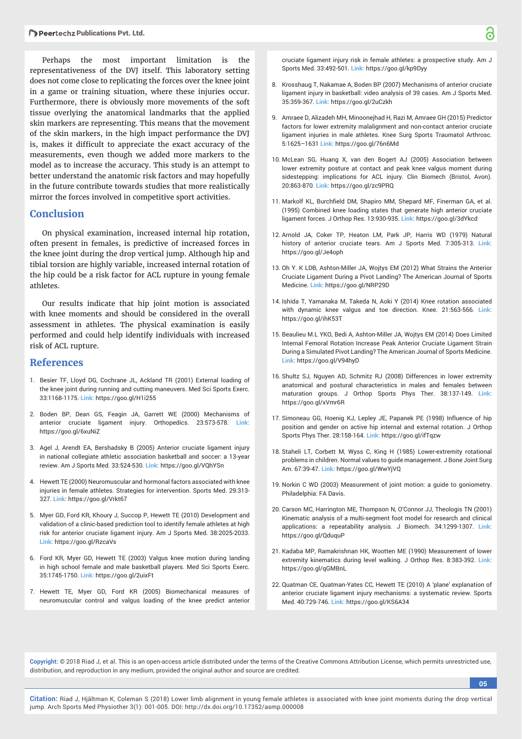Perhaps the most important limitation is the representativeness of the DVJ itself. This laboratory setting does not come close to replicating the forces over the knee joint in a game or training situation, where these injuries occur. Furthermore, there is obviously more movements of the soft tissue overlying the anatomical landmarks that the applied skin markers are representing. This means that the movement of the skin markers, in the high impact performance the DVJ is, makes it difficult to appreciate the exact accuracy of the measurements, even though we added more markers to the model as to increase the accuracy. This study is an attempt to better understand the anatomic risk factors and may hopefully in the future contribute towards studies that more realistically mirror the forces involved in competitive sport activities.

## Conclusion

On physical examination, increased internal hip rotation, often present in females, is predictive of increased forces in the knee joint during the drop vertical jump. Although hip and tibial torsion are highly variable, increased internal rotation of the hip could be a risk factor for ACL rupture in young female athletes.

Our results indicate that hip joint motion is associated with knee moments and should be considered in the overall assessment in athletes. The physical examination is easily performed and could help identify individuals with increased risk of ACL rupture.

## References

1. Besier TF, Lloyd DG, Cochrane JL, Ackland TR (2001) External loading of the knee joint during running and cutting maneuvers. Med Sci Sports Exerc. 33:1168-1175. Link: https://goo.gl/H1i255
2. Boden BP, Dean GS, Feagin JA, Garrett WE (2000) Mechanisms of anterior cruciate ligament injury. Orthopedics. 23:573-578. Link: https://goo.gl/6xuNiZ
3. Agel J, Arendt EA, Bershadsky B (2005) Anterior cruciate ligament injury in national collegiate athletic association basketball and soccer: a 13-year review. Am J Sports Med. 33:524-530. Link: https://goo.gl/VQhYSn
4. Hewett TE (2000) Neuromuscular and hormonal factors associated with knee injuries in female athletes. Strategies for intervention. Sports Med. 29:313-327. Link: https://goo.gl/Vrkt67
5. Myer GD, Ford KR, Khoury J, Succop P, Hewett TE (2010) Development and validation of a clinic-based prediction tool to identify female athletes at high risk for anterior cruciate ligament injury. Am J Sports Med. 38:2025-2033. Link: https://goo.gl/RzcaVs
6. Ford KR, Myer GD, Hewett TE (2003) Valgus knee motion during landing in high school female and male basketball players. Med Sci Sports Exerc. 35:1745-1750. Link: https://goo.gl/2uixFt
7. Hewett TE, Myer GD, Ford KR (2005) Biomechanical measures of neuromuscular control and valgus loading of the knee predict anterior cruciate ligament injury risk in female athletes: a prospective study. Am J Sports Med. 33:492-501. Link: https://goo.gl/kp9Dyy
8. Krosshaug T, Nakamae A, Boden BP (2007) Mechanisms of anterior cruciate ligament injury in basketball: video analysis of 39 cases. Am J Sports Med. 35:359-367. Link: https://goo.gl/2uCzkh
9. Amraee D, Alizadeh MH, Minoonejhad H, Razi M, Amraee GH (2015) Predictor factors for lower extremity malalignment and non-contact anterior cruciate ligament injuries in male athletes. Knee Surg Sports Traumatol Arthrosc. 5:1625–1631 Link: https://goo.gl/76n6Md
10. McLean SG, Huang X, van den Bogert AJ (2005) Association between lower extremity posture at contact and peak knee valgus moment during sidestepping: implications for ACL injury. Clin Biomech (Bristol, Avon). 20:863-870. Link: https://goo.gl/zc9PRQ
11. Markolf KL, Burchfield DM, Shapiro MM, Shepard MF, Finerman GA, et al. (1995) Combined knee loading states that generate high anterior cruciate ligament forces. J Orthop Res. 13:930-935. Link: https://goo.gl/3dYkcd
12. Arnold JA, Coker TP, Heaton LM, Park JP, Harris WD (1979) Natural history of anterior cruciate tears. Am J Sports Med. 7:305-313. Link: https://goo.gl/Je4oph
13. Oh Y. K LDB, Ashton-Miller JA, Wojtys EM (2012) What Strains the Anterior Cruciate Ligament During a Pivot Landing? The American Journal of Sports Medicine. Link: https://goo.gl/NRP29D
14. Ishida T, Yamanaka M, Takeda N, Aoki Y (2014) Knee rotation associated with dynamic knee valgus and toe direction. Knee. 21:563-566. Link: https://goo.gl/ihK53T
15. Beaulieu M.L YKO, Bedi A, Ashton-Miller JA, Wojtys EM (2014) Does Limited Internal Femoral Rotation Increase Peak Anterior Cruciate Ligament Strain During a Simulated Pivot Landing? The American Journal of Sports Medicine. Link: https://goo.gl/V94hyD
16. Shultz SJ, Nguyen AD, Schmitz RJ (2008) Differences in lower extremity anatomical and postural characteristics in males and females between maturation groups. J Orthop Sports Phys Ther. 38:137-149. Link: https://goo.gl/xVmr6R
17. Simoneau GG, Hoenig KJ, Lepley JE, Papanek PE (1998) Influence of hip position and gender on active hip internal and external rotation. J Orthop Sports Phys Ther. 28:158-164. Link: https://goo.gl/ifTqzw
18. Staheli LT, Corbett M, Wyss C, King H (1985) Lower-extremity rotational problems in children. Normal values to guide management. J Bone Joint Surg Am. 67:39-47. Link: https://goo.gl/WwYjVQ
19. Norkin C WD (2003) Measurement of joint motion: a guide to goniometry. Philadelphia: FA Davis.
20. Carson MC, Harrington ME, Thompson N, O'Connor JJ, Theologis TN (2001) Kinematic analysis of a multi-segment foot model for research and clinical applications: a repeatability analysis. J Biomech. 34:1299-1307. Link: https://goo.gl/QduquP
21. Kadaba MP, Ramakrishnan HK, Wootten ME (1990) Measurement of lower extremity kinematics during level walking. J Orthop Res. 8:383-392. Link: https://goo.gl/qGMBnL
22. Quatman CE, Quatman-Yates CC, Hewett TE (2010) A 'plane' explanation of anterior cruciate ligament injury mechanisms: a systematic review. Sports Med. 40:729-746. Link: https://goo.gl/KS6A34

**Copyright:** © 2018 Riad J, et al. This is an open-access article distributed under the terms of the Creative Commons Attribution License, which permits unrestricted use, distribution, and reproduction in any medium, provided the original author and source are credited.